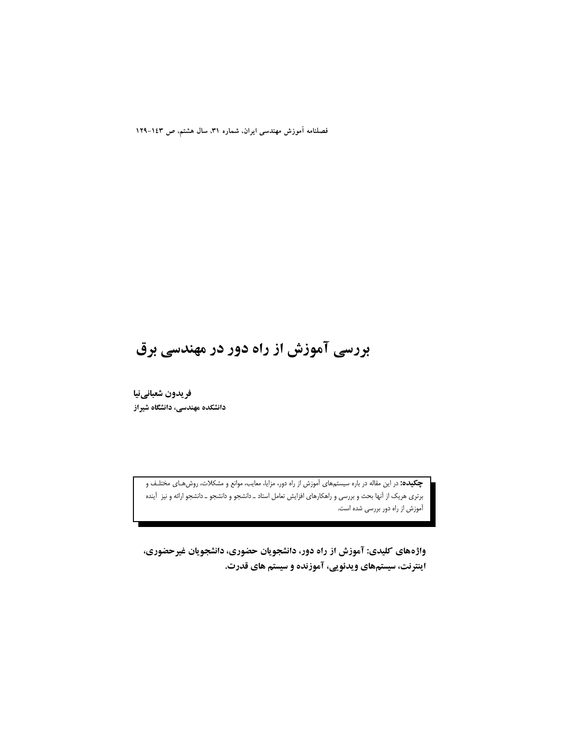# بررسی آموزش از راه دور در مهندسی برق

**فریدون شعبانی‌نیا**
**دانشکده مهندسی، دانشگاه شیراز**

**چکیده:** در این مقاله در باره سیستم‌های آموزش از راه دور، مزایا، معایب، موانع و مشکلات، روش‌های مختلف و برتری هریک از آنها بحث و بررسی و راهکارهای افزایش تعامل استاد ـ دانشجو و دانشجو ـ دانشجو ارائه و نیز آینده آموزش از راه دور بررسی شده است.

**واژه‌های کلیدی: آموزش از راه دور، دانشجویان حضوری، دانشجویان غیرحضوری، اینترنت، سیستم‌های ویدئویی، آموزنده و سیستم های قدرت.**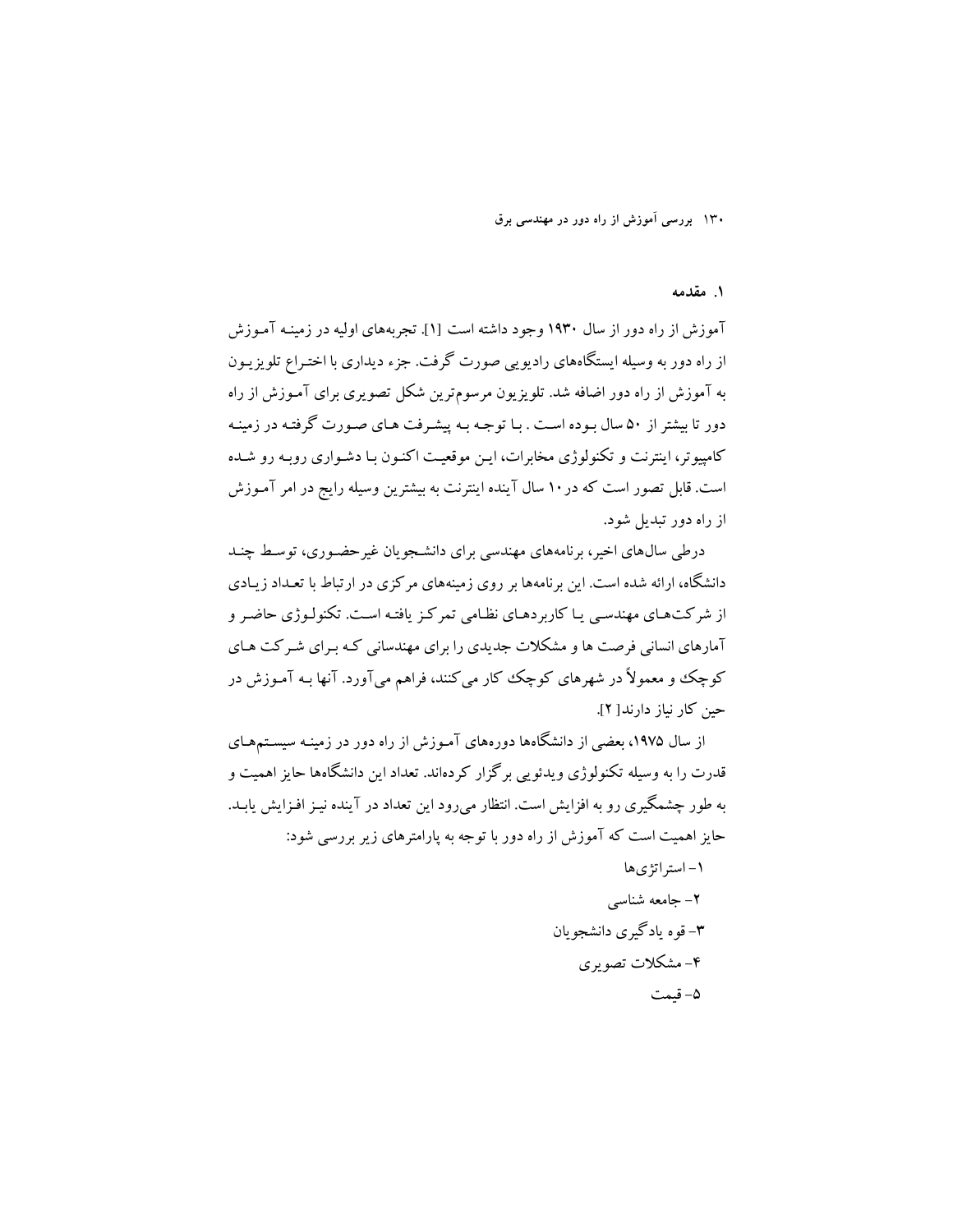## ۱. مقدمه

آموزش از راه دور از سال ۱۹۳۰ وجود داشته است [۱]. تجربه‌های اولیه در زمینه آموزش از راه دور به وسیله ایستگاه‌های رادیویی صورت گرفت. جزء دیداری با اختراع تلویزیون به آموزش از راه دور اضافه شد. تلویزیون مرسوم‌ترین شکل تصویری برای آموزش از راه دور تا بیشتر از ۵۰ سال بوده است . با توجه به پیشرفت های صورت گرفته در زمینه کامپیوتر، اینترنت و تکنولوژی مخابرات، این موقعیت اکنون با دشواری روبه رو شده است. قابل تصور است که در۱۰ سال آینده اینترنت به بیشترین وسیله رایج در امر آموزش از راه دور تبدیل شود.

درطی سال‌های اخیر، برنامه‌های مهندسی برای دانشجویان غیرحضوری، توسط چند دانشگاه، ارائه شده است. این برنامه‌ها بر روی زمینه‌های مرکزی در ارتباط با تعداد زیادی از شرکت‌های مهندسی یا کاربردهای نظامی تمرکز یافته است. تکنولوژی حاضر و آمارهای انسانی فرصت ها و مشکلات جدیدی را برای مهندسانی که برای شرکت های کوچک و معمولاً در شهرهای کوچک کار می‌کنند، فراهم می‌آورد. آنها به آموزش در حین کار نیاز دارند[ ۲].

از سال ۱۹۷۵، بعضی از دانشگاه‌ها دوره‌های آموزش از راه دور در زمینه سیستم‌های قدرت را به وسیله تکنولوژی ویدئویی برگزار کرده‌اند. تعداد این دانشگاه‌ها حایز اهمیت و به طور چشمگیری رو به افزایش است. انتظار می‌رود این تعداد در آینده نیز افزایش یابد. حایز اهمیت است که آموزش از راه دور با توجه به پارامترهای زیر بررسی شود:

۱- استراتژی‌ها
۲- جامعه شناسی
۳- قوه یادگیری دانشجویان
۴- مشکلات تصویری
۵- قیمت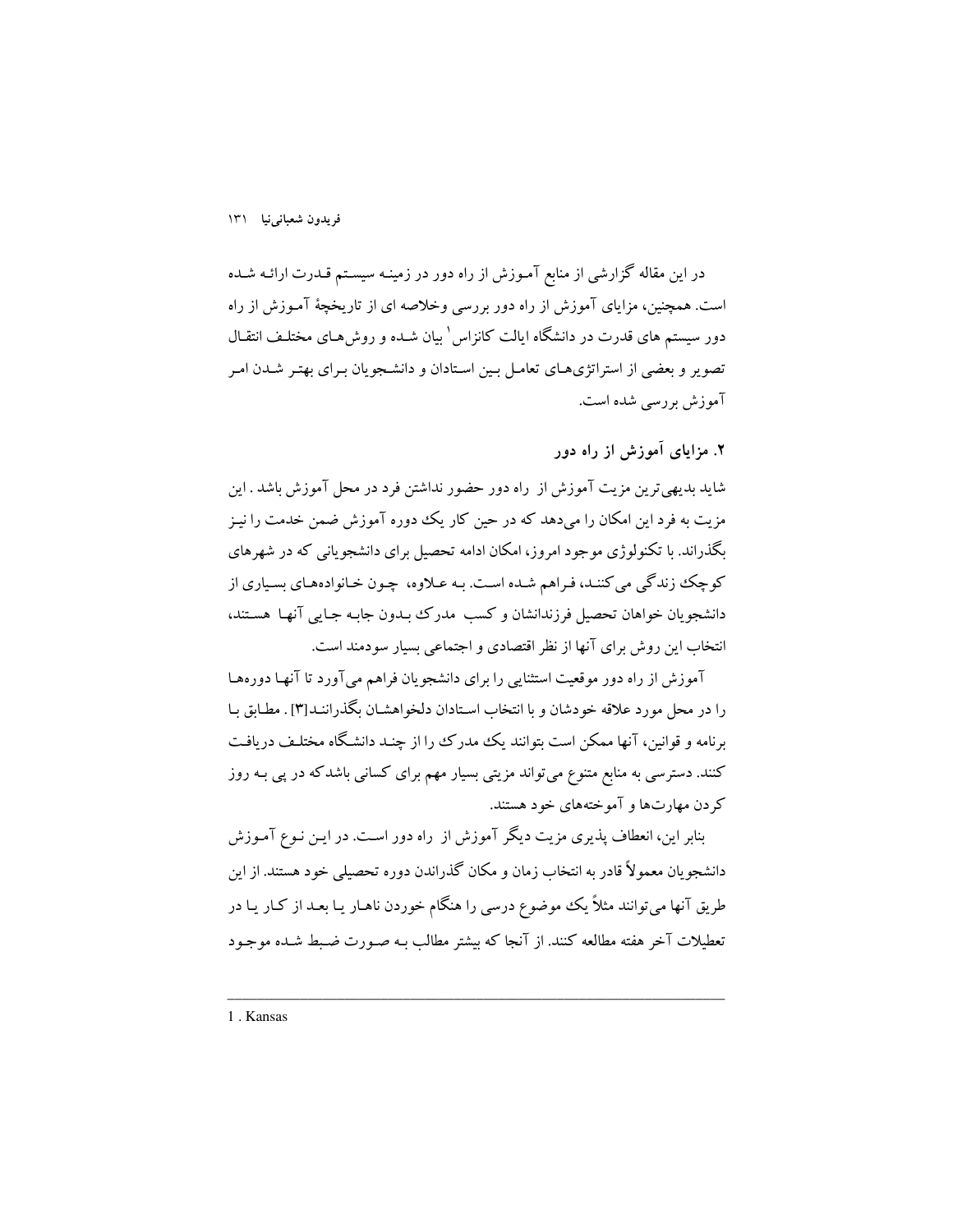در این مقاله گزارشی از منابع آموزش از راه دور در زمینه سیستم قدرت ارائه شده است. همچنین، مزایای آموزش از راه دور بررسی وخلاصه ای از تاریخچهٔ آموزش از راه دور سیستم های قدرت در دانشگاه ایالت کانزاس[1] بیان شده و روش‌های مختلف انتقال تصویر و بعضی از استراتژی‌های تعامل بین استادان و دانشجویان برای بهتر شدن امر آموزش بررسی شده است.

## ۲. مزایای آموزش از راه دور

شاید بدیهی‌ترین مزیت آموزش از راه دور حضور نداشتن فرد در محل آموزش باشد . این مزیت به فرد این امکان را می‌دهد که در حین کار یک دوره آموزش ضمن خدمت را نیز بگذراند. با تکنولوژی موجود امروز، امکان ادامه تحصیل برای دانشجویانی که در شهرهای کوچک زندگی می کنند، فراهم شده است. به علاوه، چون خانواده‌های بسیاری از دانشجویان خواهان تحصیل فرزندانشان و کسب مدرک بدون جابه جایی آنها هستند، انتخاب این روش برای آنها از نظر اقتصادی و اجتماعی بسیار سودمند است.

آموزش از راه دور موقعیت استثنایی را برای دانشجویان فراهم می‌آورد تا آنها دوره‌ها را در محل مورد علاقه خودشان و با انتخاب استادان دلخواهشان بگذرانند[3] . مطابق با برنامه و قوانین، آنها ممکن است بتوانند یک مدرک را از چند دانشگاه مختلف دریافت کنند. دسترسی به منابع متنوع می‌تواند مزیتی بسیار مهم برای کسانی باشد که در پی به روز کردن مهارت‌ها و آموخته‌های خود هستند.

بنابر این، انعطاف پذیری مزیت دیگر آموزش از راه دور است. در این نوع آموزش دانشجویان معمولاً قادر به انتخاب زمان و مکان گذراندن دوره تحصیلی خود هستند. از این طریق آنها می‌توانند مثلاً یک موضوع درسی را هنگام خوردن ناهار یا بعد از کار یا در تعطیلات آخر هفته مطالعه کنند. از آنجا که بیشتر مطالب به صورت ضبط شده موجود

---

1 . Kansas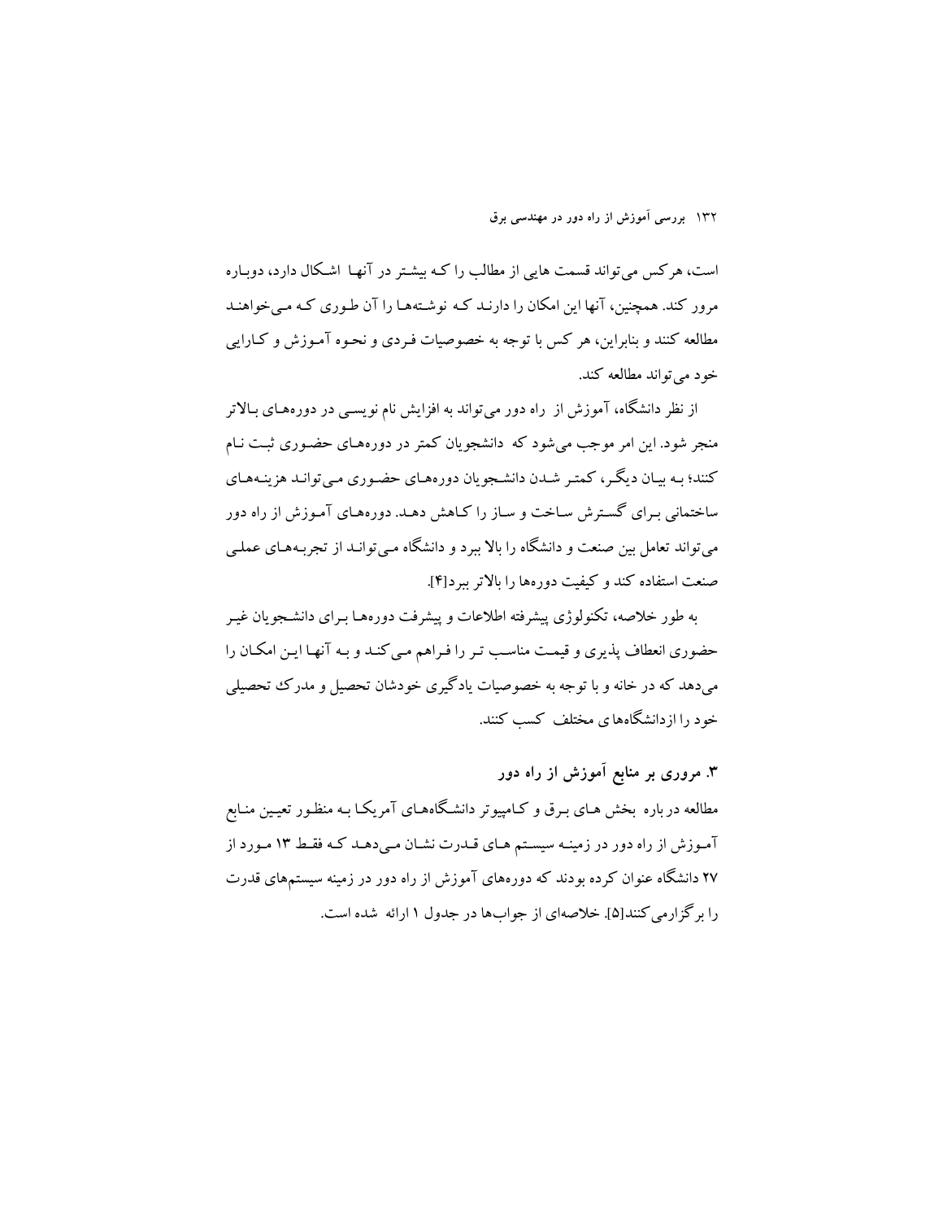است، هرکس می‌تواند قسمت هایی از مطالب را کـه بیشـتر در آنهـا اشـکال دارد، دوبـاره مرور کند. همچنین، آنها این امکان را دارنـد کـه نوشـته‌هـا را آن طـوری کـه مـی‌خواهنـد مطالعه کنند و بنابراین، هر کس با توجه به خصوصیات فـردی و نحـوه آمـوزش و کـارایی خود می‌تواند مطالعه کند.

از نظر دانشگاه، آموزش از راه دور می‌تواند به افزایش نام نویسـی در دوره‌هـای بـالاتر منجر شود. این امر موجب می‌شود که دانشجویان کمتر در دوره‌هـای حضـوری ثبـت نـام کنند؛ بـه بیـان دیگـر، کمتـر شـدن دانشـجویان دوره‌هـای حضـوری مـی‌توانـد هزینـه‌هـای ساختمانی بـرای گسـترش سـاخت و سـاز را کـاهش دهـد. دوره‌هـای آمـوزش از راه دور می‌تواند تعامل بین صنعت و دانشگاه را بالا ببرد و دانشگاه مـی‌توانـد از تجربـه‌هـای عملـی صنعت استفاده کند و کیفیت دوره‌ها را بالاتر ببرد[۴].

به طور خلاصه، تکنولوژی پیشرفته اطلاعات و پیشرفت دوره‌هـا بـرای دانشـجویان غیـر حضوری انعطاف پذیری و قیمـت مناسـب تـر را فـراهم مـی‌کنـد و بـه آنهـا ایـن امکـان را می‌دهد که در خانه و با توجه به خصوصیات یادگیری خودشان تحصیل و مدرک تحصیلی خود را ازدانشگاه‌های مختلف کسب کنند.

## ۳. مروری بر منابع آموزش از راه دور

مطالعه درباره بخش هـای بـرق و کـامپیوتر دانشـگاه‌هـای آمریکـا بـه منظـور تعیـین منـابع آمـوزش از راه دور در زمینـه سیسـتم هـای قـدرت نشـان مـی‌دهـد کـه فقـط ۱۳ مـورد از ۲۷ دانشگاه عنوان کرده بودند که دوره‌های آموزش از راه دور در زمینه سیستم‌های قدرت را برگزارمی‌کنند[۵]. خلاصه‌ای از جواب‌ها در جدول ۱ ارائه شده است.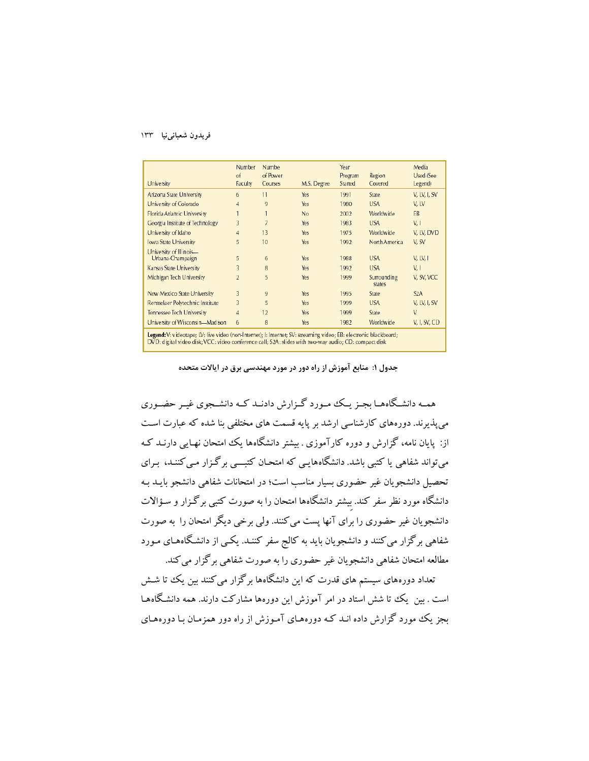| University | Number of Faculty | Numbe of Power Courses | M.S. Degree | Year Program Started | Region Covered | Media Used (See Legend) |
|---|---|---|---|---|---|---|
| Arizona State University | 6 | 11 | Yes | 1991 | State | V, LV, I, SV |
| University of Colorado | 4 | 9 | Yes | 1980 | USA | V, LV |
| Florida Atlantic University | 1 | 1 | No | 2002 | Worldwide | EB |
| Georgia Institute of Technology | 3 | 7 | Yes | 1983 | USA | V, I |
| University of Idaho | 4 | 13 | Yes | 1975 | Worldwide | V, LV, DVD |
| Iowa State University | 5 | 10 | Yes | 1992 | North America | V, SV |
| University of Illinois—Urbana-Champaign | 5 | 6 | Yes | 1988 | USA | V, LV, I |
| Kansas State University | 3 | 8 | Yes | 1992 | USA | V, I |
| Michigan Tech University | 2 | 5 | Yes | 1999 | Surrounding states | V, SV, VCC |
| New Mexico State University | 3 | 9 | Yes | 1995 | State | S2A |
| Rensselaer Polytechnic Insitute | 3 | 5 | Yes | 1999 | USA | V, LV, I, SV |
| Tennessee Tech University | 4 | 12 | Yes | 1999 | State | V |
| University of Wisconsin—Madison | 6 | 8 | Yes | 1982 | Worldwide | V, I, SV, CD |

**Legend:** V: videotape; LV: live video (non-Internet); I: Internet; SV: streaming video; EB: electronic blackboard; DVD: digital video disk; VCC: video conference call; S2A: slides with two-way audio; CD: compact disk

**جدول ۱: منابع آموزش از راه دور در مورد مهندسی برق در ایالات متحده**

همه دانشگاه‌ها بجز یک مورد گزارش دادند که دانشجوی غیر حضوری می‌پذیرند. دوره‌های کارشناسی ارشد بر پایه قسمت های مختلفی بنا شده که عبارت است از: پایان نامه، گزارش و دوره کارآموزی . بیشتر دانشگاه‌ها یک امتحان نهایی دارند که می‌تواند شفاهی یا کتبی باشد. دانشگاه‌هایی که امتحان کتبی برگزار می‌کنند، برای تحصیل دانشجویان غیر حضوری بسیار مناسب است؛ در امتحانات شفاهی دانشجو باید به دانشگاه مورد نظر سفر کند. بیشتر دانشگاه‌ها امتحان را به صورت کتبی برگزار و سؤالات دانشجویان غیر حضوری را برای آنها پست می‌کنند. ولی برخی دیگر امتحان را به صورت شفاهی برگزار می‌کنند و دانشجویان باید به کالج سفر کنند. یکی از دانشگاه‌های مورد مطالعه امتحان شفاهی دانشجویان غیر حضوری را به صورت شفاهی برگزار می‌کند.

تعداد دوره‌های سیستم های قدرت که این دانشگاه‌ها برگزار می‌کنند بین یک تا شش است . بین یک تا شش استاد در امر آموزش این دوره‌ها مشارکت دارند. همه دانشگاه‌ها بجز یک مورد گزارش داده اند که دوره‌های آموزش از راه دور همزمان با دوره‌های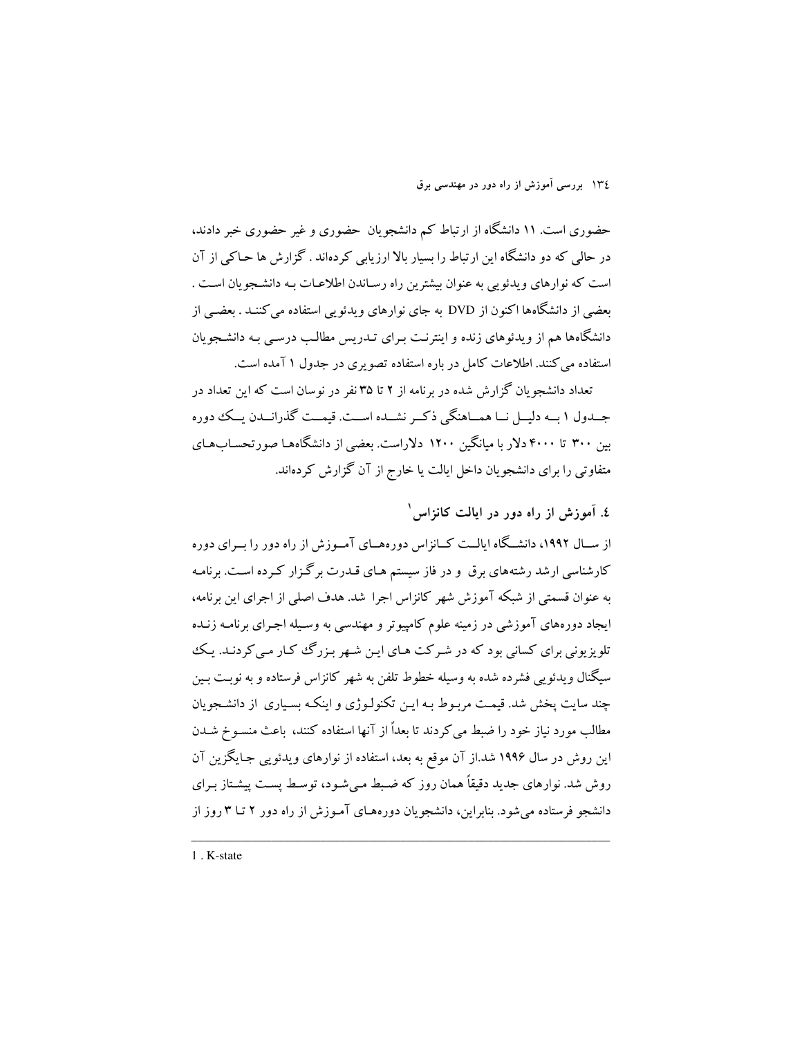حضوری است. ۱۱ دانشگاه از ارتباط کم دانشجویان حضوری و غیر حضوری خبر دادند، در حالی که دو دانشگاه این ارتباط را بسیار بالا ارزیابی کرده‌اند . گزارش ها حاکی از آن است که نوارهای ویدئویی به عنوان بیشترین راه رساندن اطلاعات به دانشجویان است . بعضی از دانشگاه‌ها اکنون از DVD به جای نوارهای ویدئویی استفاده می‌کنند . بعضی از دانشگاه‌ها هم از ویدئوهای زنده و اینترنت برای تدریس مطالب درسی به دانشجویان استفاده می‌کنند. اطلاعات کامل در باره استفاده تصویری در جدول ۱ آمده است.

تعداد دانشجویان گزارش شده در برنامه از ۲ تا ۳۵ نفر در نوسان است که این تعداد در جدول ۱ به دلیل نا هماهنگی ذکر نشده است. قیمت گذراندن یک دوره بین ۳۰۰ تا ۴۰۰۰ دلار با میانگین ۱۲۰۰ دلاراست. بعضی از دانشگاه‌ها صورتحساب‌های متفاوتی را برای دانشجویان داخل ایالت یا خارج از آن گزارش کرده‌اند.

## ٤. آموزش از راه دور در ایالت کانزاس[1]

از سال ۱۹۹۲، دانشگاه ایالت کانزاس دوره‌های آموزش از راه دور را برای دوره کارشناسی ارشد رشته‌های برق و در فاز سیستم های قدرت برگزار کرده است. برنامه به عنوان قسمتی از شبکه آموزش شهر کانزاس اجرا شد. هدف اصلی از اجرای این برنامه، ایجاد دوره‌های آموزشی در زمینه علوم کامپیوتر و مهندسی به وسیله اجرای برنامه زنده تلویزیونی برای کسانی بود که در شرکت های این شهر بزرگ کار می‌کردند. یک سیگنال ویدئویی فشرده شده به وسیله خطوط تلفن به شهر کانزاس فرستاده و به نوبت بین چند سایت پخش شد. قیمت مربوط به این تکنولوژی و اینکه بسیاری از دانشجویان مطالب مورد نیاز خود را ضبط می‌کردند تا بعداً از آنها استفاده کنند، باعث منسوخ شدن این روش در سال ۱۹۹۶ شد.از آن موقع به بعد، استفاده از نوارهای ویدئویی جایگزین آن روش شد. نوارهای جدید دقیقاً همان روز که ضبط می‌شود، توسط پست پیشتاز برای دانشجو فرستاده می‌شود. بنابراین، دانشجویان دوره‌های آموزش از راه دور ۲ تا ۳ روز از

---

1 . K-state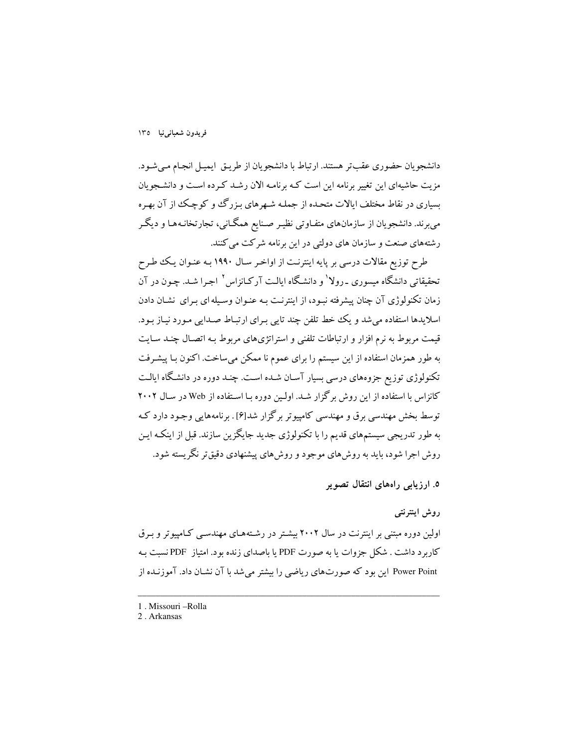دانشجویان حضوری عقب‌تر هستند. ارتباط با دانشجویان از طریق ایمیل انجام می‌شود. مزیت حاشیه‌ای این تغییر برنامه این است که برنامه الان رشد کرده است و دانشجویان بسیاری در نقاط مختلف ایالات متحده از جمله شهرهای بزرگ و کوچک از آن بهره می‌برند. دانشجویان از سازمان‌های متفاوتی نظیر صنایع همگانی، تجارتخانه‌ها و دیگر رشته‌های صنعت و سازمان های دولتی در این برنامه شرکت می‌کنند.

طرح توزیع مقالات درسی بر پایه اینترنت از اواخر سال ۱۹۹۰ به عنوان یک طرح تحقیقاتی دانشگاه میسوری ـ رولا[1] و دانشگاه ایالت آرکانزاس[2] اجرا شد. چون در آن زمان تکنولوژی آن چنان پیشرفته نبود، از اینترنت به عنوان وسیله ای برای نشان دادن اسلایدها استفاده می‌شد و یک خط تلفن چند تایی برای ارتباط صدایی مورد نیاز بود. قیمت مربوط به نرم افزار و ارتباطات تلفنی و استراتژی‌های مربوط به اتصال چند سایت به طور همزمان استفاده از این سیستم را برای عموم نا ممکن می‌ساخت. اکنون با پیشرفت تکنولوژی توزیع جزوه‌های درسی بسیار آسان شده است. چند دوره در دانشگاه ایالت کانزاس با استفاده از این روش برگزار شد. اولین دوره با استفاده از Web در سال ۲۰۰۲ توسط بخش مهندسی برق و مهندسی کامپیوتر برگزار شد[6]. برنامه‌هایی وجود دارد که به طور تدریجی سیستم‌های قدیم را با تکنولوژی جدید جایگزین سازند. قبل از اینکه این روش اجرا شود، باید به روش‌های موجود و روش‌های پیشنهادی دقیق‌تر نگریسته شود.

## ۵. ارزیابی راه‌های انتقال تصویر

### روش اینترنتی

اولین دوره مبتنی بر اینترنت در سال ۲۰۰۲ بیشتر در رشته‌های مهندسی کامپیوتر و برق کاربرد داشت. شکل جزوات یا به صورت PDF یا باصدای زنده بود. امتیاز PDF نسبت به Power Point این بود که صورت‌های ریاضی را بیشتر می‌شد با آن نشان داد. آموزنده از

---

1. Missouri –Rolla
2. Arkansas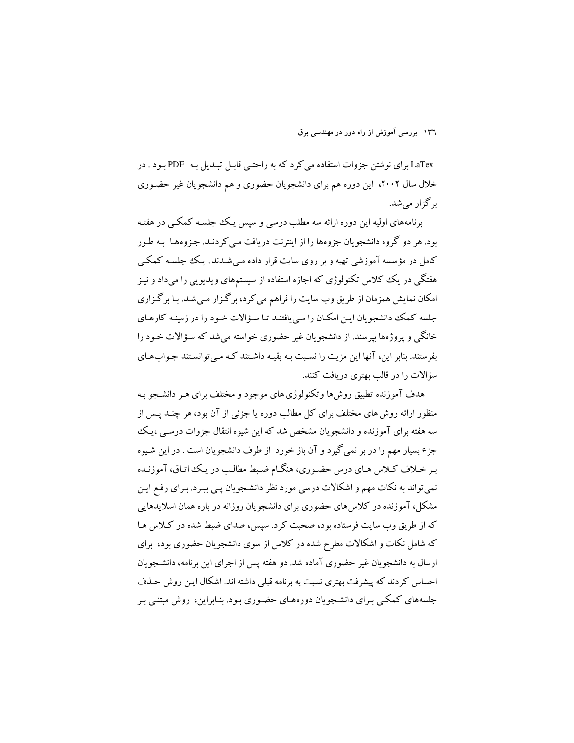LaTex برای نوشتن جزوات استفاده می‌کرد که به راحتـی قابـل تبـدیل بـه PDF بـود . در خلال سال ۲۰۰۲، این دوره هم برای دانشجویان حضوری و هم دانشجویان غیر حضـوری برگزار می‌شد.

برنامه‌های اولیه این دوره ارائه سه مطلب درسی و سپس یـک جلسـه کمکـی در هفتـه بود. هر دو گروه دانشجویان جزوه‌ها را از اینترنت دریافت مـی‌کردنـد. جـزوه‌هـا بـه طـور کامل در مؤسسه آموزشی تهیه و بر روی سایت قرار داده مـی‌شـدند. یـک جلسـه کمکـی هفتگی در یک کلاس تکنولوژی که اجازه استفاده از سیستم‌های ویدیویی را می‌داد و نیـز امکان نمایش همزمان از طریق وب سایت را فراهم می‌کرد، برگـزار مـی‌شـد. بـا برگـزاری جلسه کمک دانشجویان ایـن امکـان را مـی‌یافتنـد تـا سـؤالات خـود را در زمینـه کارهـای خانگی و پروژه‌ها بپرسند. از دانشجویان غیر حضوری خواسته می‌شد که سـؤالات خـود را بفرستند. بنابر این، آنها این مزیت را نسبت بـه بقیـه داشـتند کـه مـی‌توانسـتند جـواب‌هـای سؤالات را در قالب بهتری دریافت کنند.

هدف آموزنده تطبیق روش‌ها وتکنولوژی‌های موجود و مختلف برای هـر دانشـجو بـه منظور ارائه روش‌های مختلف برای کل مطالب دوره یا جزئی از آن بود، هر چنـد پـس از سه هفته برای آموزنده و دانشجویان مشخص شد که این شیوه انتقال جزوات درسـی ،یـک جزء بسیار مهم را در بر نمی‌گیرد و آن باز خورد از طرف دانشجویان است . در این شـیوه بـر خـلاف کـلاس هـای درس حضـوری، هنگـام ضـبط مطالـب در یـک اتـاق، آموزنـده نمی‌تواند به نکات مهم و اشکالات درسی مورد نظر دانشـجویان پـی ببـرد. بـرای رفـع ایـن مشکل، آموزنده در کلاس‌های حضوری برای دانشجویان روزانه در باره همان اسلایدهایی که از طریق وب سایت فرستاده بود، صحبت کرد. سپس، صدای ضبط شده در کـلاس هـا که شامل نکات و اشکالات مطرح شده در کلاس از سوی دانشجویان حضوری بود، برای ارسال به دانشجویان غیر حضوری آماده شد. دو هفته پس از اجرای این برنامه، دانشـجویان احساس کردند که پیشرفت بهتری نسبت به برنامه قبلی داشته اند. اشکال ایـن روش حـذف جلسه‌های کمکـی بـرای دانشـجویان دوره‌هـای حضـوری بـود. بنـابراین، روش مبتنـی بـر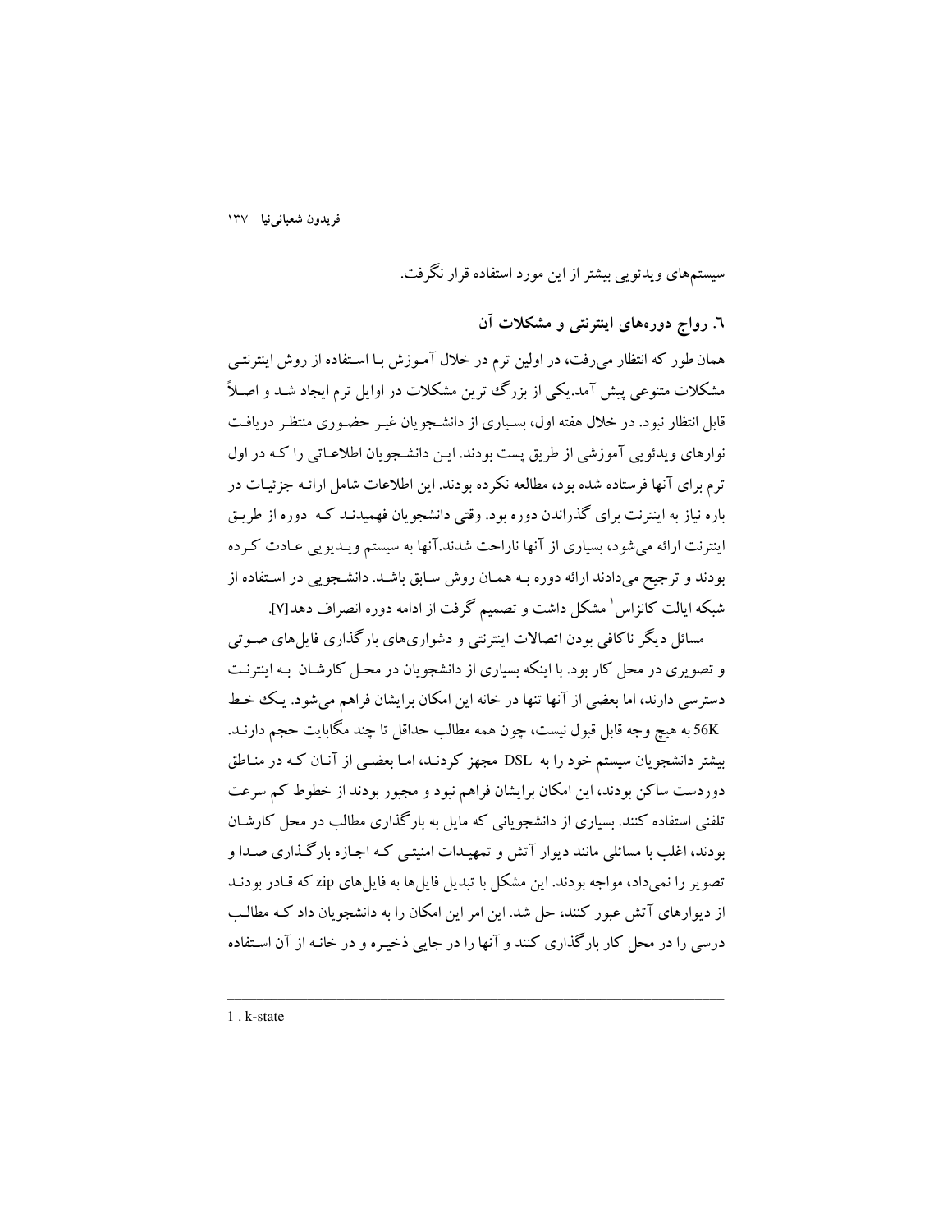سیستم‌های ویدئویی بیشتر از این مورد استفاده قرار نگرفت.

## ٦. رواج دوره‌های اینترنتی و مشکلات آن

همان‌طور که انتظار می‌رفت، در اولین ترم در خلال آموزش با استفاده از روش اینترنتی مشکلات متنوعی پیش آمد.یکی از بزرگ ترین مشکلات در اوایل ترم ایجاد شد و اصلاً قابل انتظار نبود. در خلال هفته اول، بسیاری از دانشجویان غیر حضوری منتظر دریافت نوارهای ویدئویی آموزشی از طریق پست بودند. این دانشجویان اطلاعاتی را که در اول ترم برای آنها فرستاده شده بود، مطالعه نکرده بودند. این اطلاعات شامل ارائه جزئیات در باره نیاز به اینترنت برای گذراندن دوره بود. وقتی دانشجویان فهمیدند که دوره از طریق اینترنت ارائه می‌شود، بسیاری از آنها ناراحت شدند.آنها به سیستم ویدیویی عادت کرده بودند و ترجیح می‌دادند ارائه دوره به همان روش سابق باشد. دانشجویی در استفاده از شبکه ایالت کانزاس[1] مشکل داشت و تصمیم گرفت از ادامه دوره انصراف دهد[7].

مسائل دیگر ناکافی بودن اتصالات اینترنتی و دشواری‌های بارگذاری فایل‌های صوتی و تصویری در محل کار بود. با اینکه بسیاری از دانشجویان در محل کارشان به اینترنت دسترسی دارند، اما بعضی از آنها تنها در خانه این امکان برایشان فراهم می‌شود. یک خط 56K به هیچ وجه قابل قبول نیست، چون همه مطالب حداقل تا چند مگابایت حجم دارند. بیشتر دانشجویان سیستم خود را به DSL مجهز کردند، اما بعضی از آنان که در مناطق دوردست ساکن بودند، این امکان برایشان فراهم نبود و مجبور بودند از خطوط کم سرعت تلفنی استفاده کنند. بسیاری از دانشجویانی که مایل به بارگذاری مطالب در محل کارشان بودند، اغلب با مسائلی مانند دیوار آتش و تمهیدات امنیتی که اجازه بارگذاری صدا و تصویر را نمی‌داد، مواجه بودند. این مشکل با تبدیل فایل‌ها به فایل‌های zip که قادر بودند از دیوارهای آتش عبور کنند، حل شد. این امر این امکان را به دانشجویان داد که مطالب درسی را در محل کار بارگذاری کنند و آنها را در جایی ذخیره و در خانه از آن استفاده

---

1 . k-state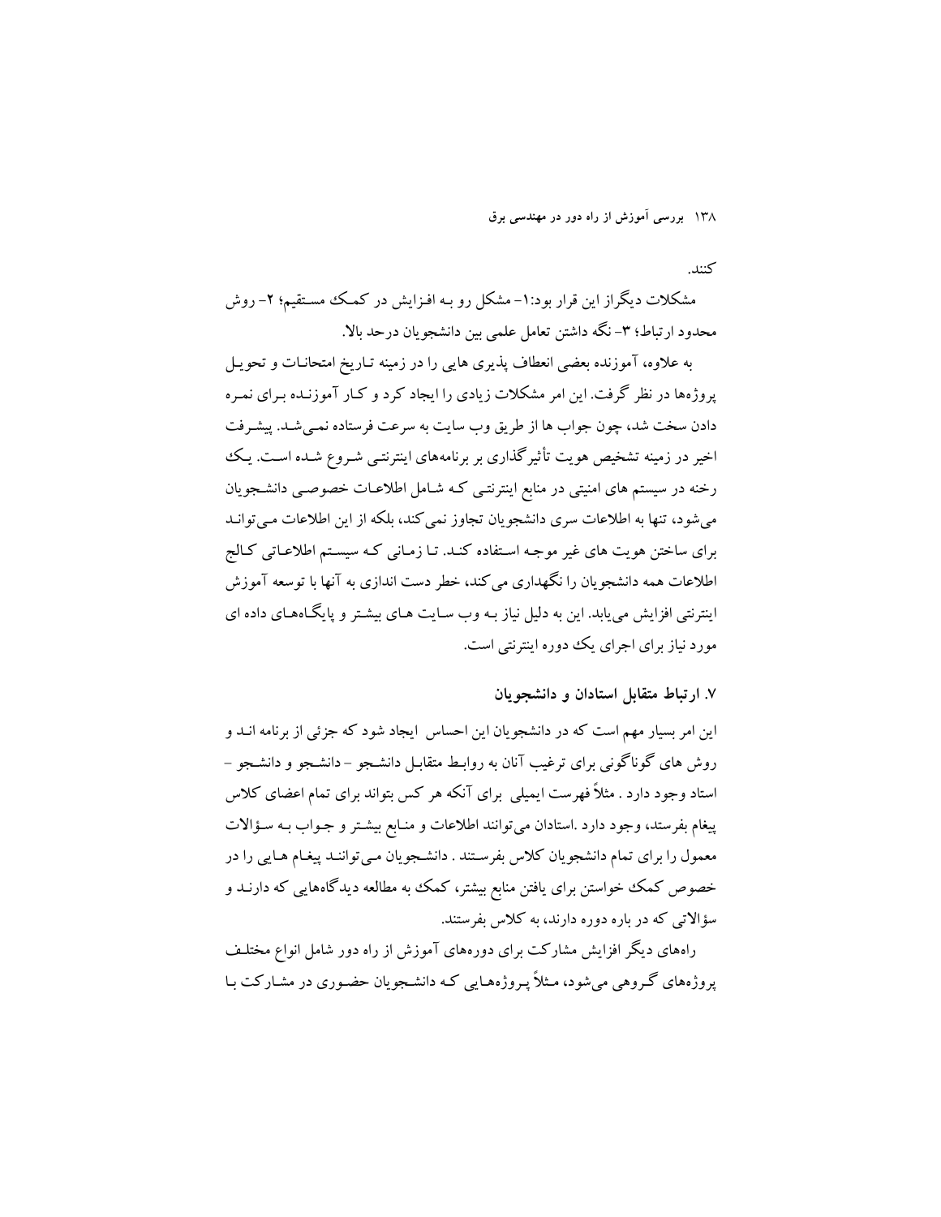کنند.

مشکلات دیگراز این قرار بود:۱- مشکل رو بـه افـزایش در کمـک مسـتقیم؛ ۲- روش محدود ارتباط؛ ۳- نگه داشتن تعامل علمی بین دانشجویان درحد بالا.

به علاوه، آموزنده بعضی انعطاف پذیری هایی را در زمینه تـاریخ امتحانـات و تحویـل پروژه‌ها در نظر گرفت. این امر مشکلات زیادی را ایجاد کرد و کـار آموزنـده بـرای نمـره دادن سخت شد، چون جواب ها از طریق وب سایت به سرعت فرستاده نمـی‌شـد. پیشـرفت اخیر در زمینه تشخیص هویت تأثیرگذاری بر برنامه‌های اینترنتـی شـروع شـده اسـت. یـک رخنه در سیستم های امنیتی در منابع اینترنتـی کـه شـامل اطلاعـات خصوصـی دانشـجویان می‌شود، تنها به اطلاعات سری دانشجویان تجاوز نمی‌کند، بلکه از این اطلاعات مـی‌توانـد برای ساختن هویت های غیر موجـه اسـتفاده کنـد. تـا زمـانی کـه سیسـتم اطلاعـاتی کـالج اطلاعات همه دانشجویان را نگهداری می‌کند، خطر دست اندازی به آنها با توسعه آموزش اینترنتی افزایش می‌یابد. این به دلیل نیاز بـه وب سـایت هـای بیشـتر و پایگـاه‌هـای داده ای مورد نیاز برای اجرای یک دوره اینترنتی است.

### ۷. ارتباط متقابل استادان و دانشجویان

این امر بسیار مهم است که در دانشجویان این احساس ایجاد شود که جزئی از برنامه انـد و روش های گوناگونی برای ترغیب آنان به روابـط متقابـل دانشـجو – دانشـجو و دانشـجو – استاد وجود دارد . مثلاً فهرست ایمیلی برای آنکه هر کس بتواند برای تمام اعضای کلاس پیغام بفرستد، وجود دارد .استادان می‌توانند اطلاعات و منـابع بیشـتر و جـواب بـه سـؤالات معمول را برای تمام دانشجویان کلاس بفرسـتند . دانشـجویان مـی‌تواننـد پیغـام هـایی را در خصوص کمک خواستن برای یافتن منابع بیشتر، کمک به مطالعه دیدگاه‌هایی که دارنـد و سؤالاتی که در باره دوره دارند، به کلاس بفرستند.

راه‌های دیگر افزایش مشارکت برای دوره‌های آموزش از راه دور شامل انواع مختلـف پروژه‌های گـروهی می‌شود، مـثلاً پـروژه‌هـایی کـه دانشـجویان حضـوری در مشـارکت بـا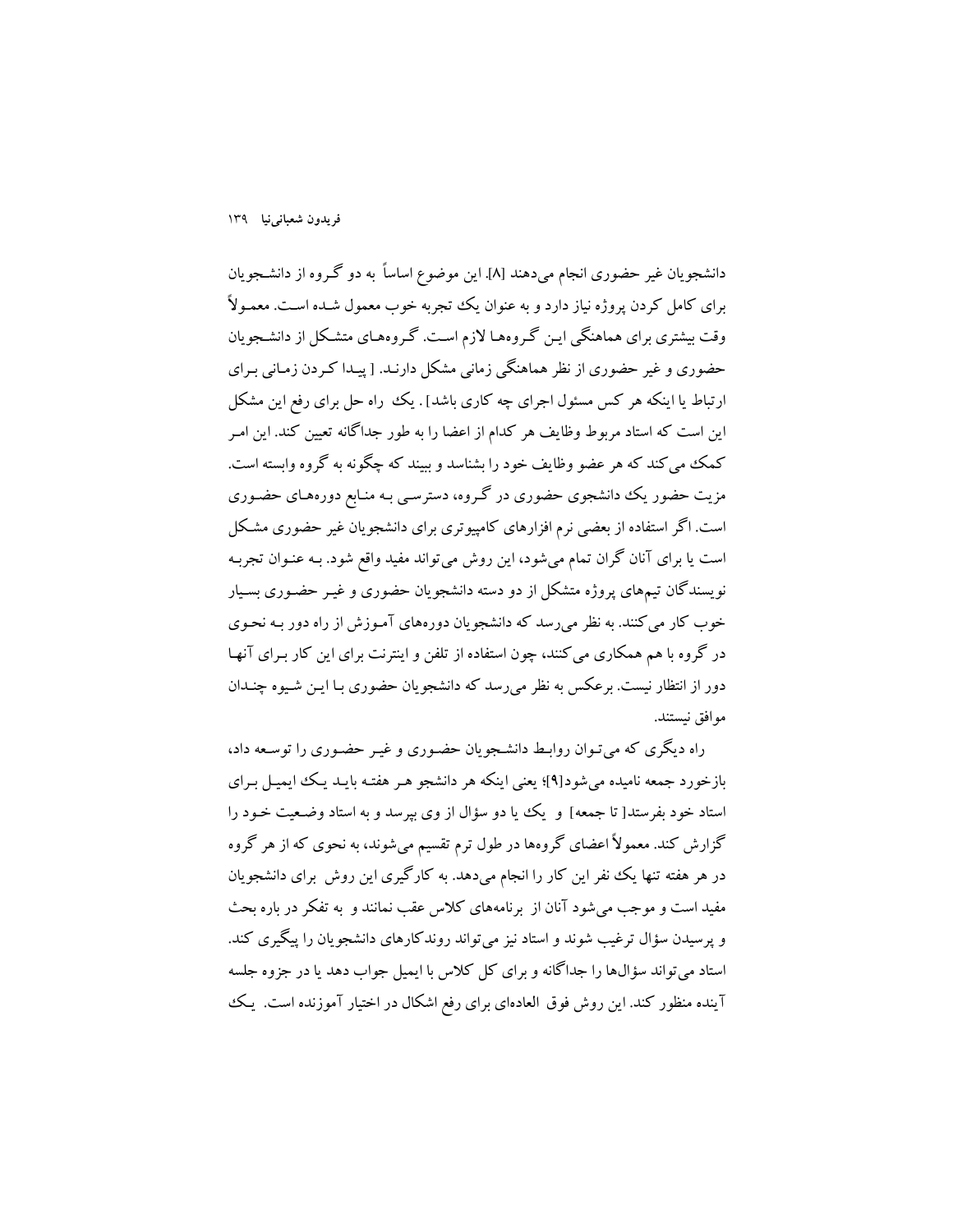دانشجویان غیر حضوری انجام می‌دهند [۸]. این موضوع اساساً به دو گروه از دانشجویان برای کامل کردن پروژه نیاز دارد و به عنوان یک تجربه خوب معمول شده است. معمولاً وقت بیشتری برای هماهنگی این گروه‌ها لازم است. گروه‌های متشکل از دانشجویان حضوری و غیر حضوری از نظر هماهنگی زمانی مشکل دارند. [ پیدا کردن زمانی برای ارتباط یا اینکه هر کس مسئول اجرای چه کاری باشد] . یک راه حل برای رفع این مشکل این است که استاد مربوط وظایف هر کدام از اعضا را به طور جداگانه تعیین کند. این امر کمک می‌کند که هر عضو وظایف خود را بشناسد و ببیند که چگونه به گروه وابسته است. مزیت حضور یک دانشجوی حضوری در گروه، دسترسی به منابع دوره‌های حضوری است. اگر استفاده از بعضی نرم افزارهای کامپیوتری برای دانشجویان غیر حضوری مشکل است یا برای آنان گران تمام می‌شود، این روش می‌تواند مفید واقع شود. به عنوان تجربه نویسندگان تیم‌های پروژه متشکل از دو دسته دانشجویان حضوری و غیر حضوری بسیار خوب کار می‌کنند. به نظر می‌رسد که دانشجویان دوره‌های آموزش از راه دور به نحوی در گروه با هم همکاری می‌کنند، چون استفاده از تلفن و اینترنت برای این کار برای آنها دور از انتظار نیست. برعکس به نظر می‌رسد که دانشجویان حضوری با این شیوه چندان موافق نیستند.

راه دیگری که می‌توان روابط دانشجویان حضوری و غیر حضوری را توسعه داد، بازخورد جمعه نامیده می‌شود[۹]؛ یعنی اینکه هر دانشجو هر هفته باید یک ایمیل برای استاد خود بفرستد[ تا جمعه] و یک یا دو سؤال از وی بپرسد و به استاد وضعیت خود را گزارش کند. معمولاً اعضای گروه‌ها در طول ترم تقسیم می‌شوند، به نحوی که از هر گروه در هر هفته تنها یک نفر این کار را انجام می‌دهد. به کارگیری این روش برای دانشجویان مفید است و موجب می‌شود آنان از برنامه‌های کلاس عقب نمانند و به تفکر در باره بحث و پرسیدن سؤال ترغیب شوند و استاد نیز می‌تواند روندکارهای دانشجویان را پیگیری کند. استاد می‌تواند سؤال‌ها را جداگانه و برای کل کلاس با ایمیل جواب دهد یا در جزوه جلسه آینده منظور کند. این روش فوق العاده‌ای برای رفع اشکال در اختیار آموزنده است. یک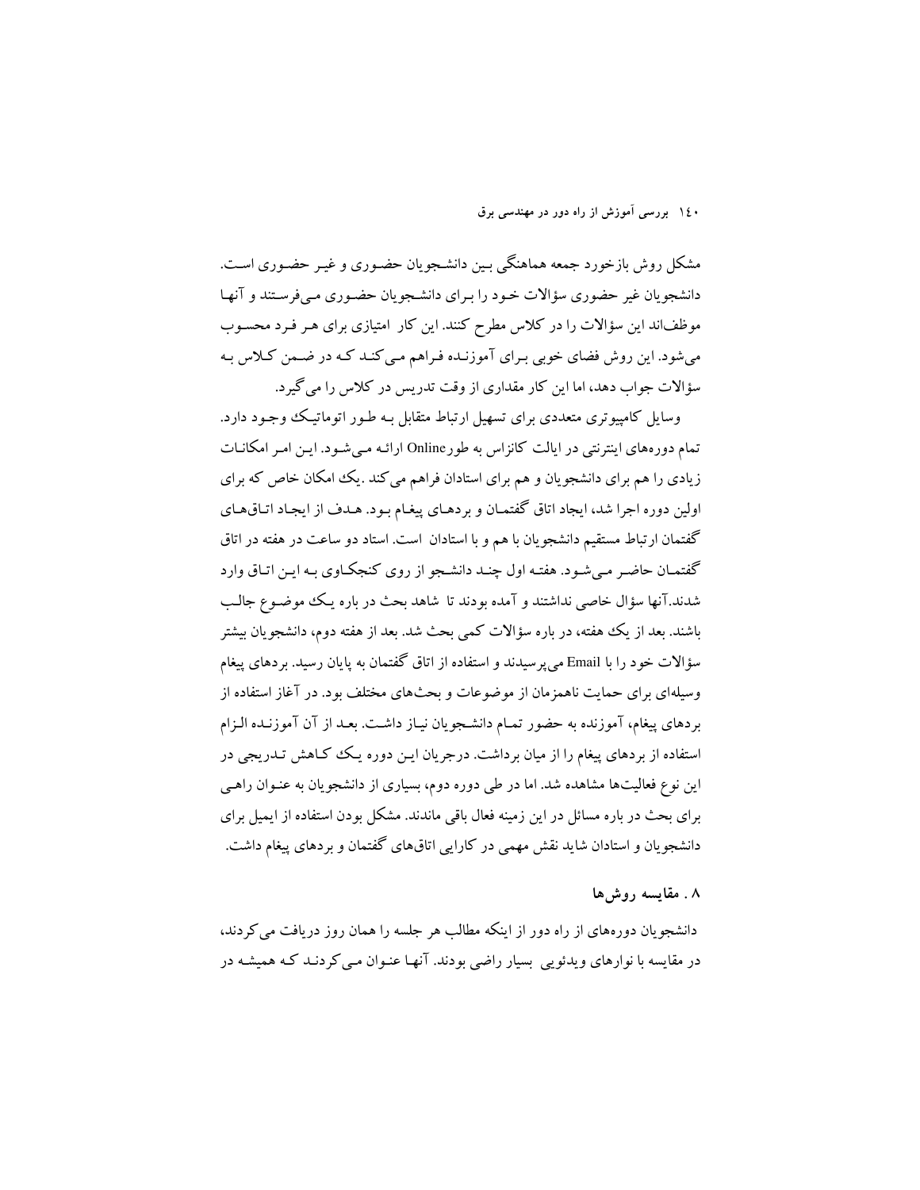مشکل روش بازخورد جمعه هماهنگی بین دانشجویان حضوری و غیر حضوری است. دانشجویان غیر حضوری سؤالات خود را برای دانشجویان حضوری می‌فرستند و آنها موظف‌اند این سؤالات را در کلاس مطرح کنند. این کار امتیازی برای هر فرد محسوب می‌شود. این روش فضای خوبی برای آموزنده فراهم می‌کند که در ضمن کلاس به سؤالات جواب دهد، اما این کار مقداری از وقت تدریس در کلاس را می‌گیرد.

وسایل کامپیوتری متعددی برای تسهیل ارتباط متقابل به طور اتوماتیک وجود دارد. تمام دوره‌های اینترنتی در ایالت کانزاس به طورOnline ارائه می‌شود. این امر امکانات زیادی را هم برای دانشجویان و هم برای استادان فراهم می‌کند .یک امکان خاص که برای اولین دوره اجرا شد، ایجاد اتاق گفتمان و بردهای پیغام بود. هدف از ایجاد اتاق‌های گفتمان ارتباط مستقیم دانشجویان با هم و با استادان است. استاد دو ساعت در هفته در اتاق گفتمان حاضر می‌شود. هفته اول چند دانشجو از روی کنجکاوی به این اتاق وارد شدند.آنها سؤال خاصی نداشتند و آمده بودند تا شاهد بحث در باره یک موضوع جالب باشند. بعد از یک هفته، در باره سؤالات کمی بحث شد. بعد از هفته دوم، دانشجویان بیشتر سؤالات خود را با Email می‌پرسیدند و استفاده از اتاق گفتمان به پایان رسید. بردهای پیغام وسیله‌ای برای حمایت ناهمزمان از موضوعات و بحث‌های مختلف بود. در آغاز استفاده از بردهای پیغام، آموزنده به حضور تمام دانشجویان نیاز داشت. بعد از آن آموزنده الزام استفاده از بردهای پیغام را از میان برداشت. درجریان این دوره یک کاهش تدریجی در این نوع فعالیت‌ها مشاهده شد. اما در طی دوره دوم، بسیاری از دانشجویان به عنوان راهی برای بحث در باره مسائل در این زمینه فعال باقی ماندند. مشکل بودن استفاده از ایمیل برای دانشجویان و استادان شاید نقش مهمی در کارایی اتاق‌های گفتمان و بردهای پیغام داشت.

## ۸ . مقایسه روش‌ها

دانشجویان دوره‌های از راه دور از اینکه مطالب هر جلسه را همان روز دریافت می‌کردند، در مقایسه با نوارهای ویدئویی بسیار راضی بودند. آنها عنوان می‌کردند که همیشه در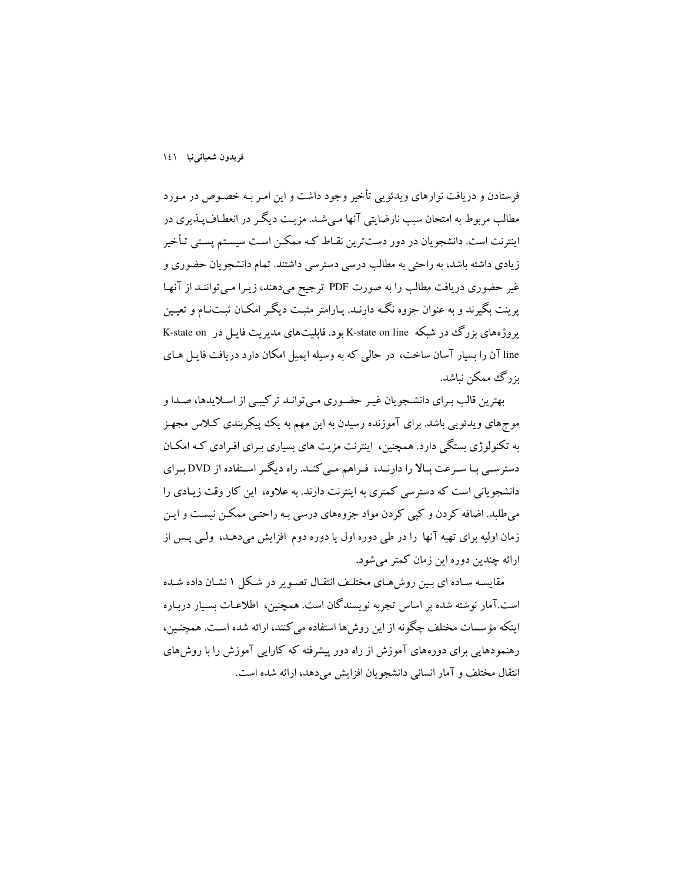فرستادن و دریافت نوارهای ویدئویی تأخیر وجود داشت و این امر بـه خصـوص در مـورد مطالب مربوط به امتحان سبب نارضایتی آنها مـی‌شـد. مزیـت دیگـر در انعطـاف‌پـذیری در اینترنت است. دانشجویان در دور دست‌ترین نقـاط کـه ممکـن اسـت سیسـتم پسـتی تـأخیر زیادی داشته باشد، به راحتی به مطالب درسی دسترسی داشتند. تمام دانشجویان حضوری و غیر حضوری دریافت مطالب را به صورت PDF ترجیح می‌دهند، زیـرا مـی‌تواننـد از آنهـا پرینت بگیرند و به عنوان جزوه نگـه دارنـد. پـارامتر مثبـت دیگـر امکـان ثبـت‌نـام و تعیـین پروژه‌های بزرگ در شبکه K-state on line بود. قابلیت‌های مدیریت فایـل در K-state on line آن را بسیار آسان ساخت، در حالی که به وسیله ایمیل امکان دارد دریافت فایـل هـای بزرگ ممکن نباشد.

بهترین قالب بـرای دانشـجویان غیـر حضـوری مـی‌توانـد ترکیبـی از اسـلایدها، صـدا و موج‌های ویدئویی باشد. برای آموزنده رسیدن به این مهم به یک پیکربندی کـلاس مجهـز به تکنولوژی بستگی دارد. همچنین، اینترنت مزیت های بسیاری بـرای افـرادی کـه امکـان دسترسـی بـا سـرعت بـالا را دارنـد، فـراهم مـی‌کنـد. راه دیگـر اسـتفاده از DVD بـرای دانشجویانی است که دسترسی کمتری به اینترنت دارند. به علاوه، این کار وقت زیـادی را می‌طلبد. اضافه کردن و کپی کردن مواد جزوه‌های درسی بـه راحتـی ممکـن نیسـت و ایـن زمان اولیه برای تهیه آنها را در طی دوره اول یا دوره دوم افزایش می‌دهـد، ولـی پـس از ارائه چندین دوره این زمان کمتر می‌شود.

مقایسـه سـاده ای بـین روش‌هـای مختلـف انتقـال تصـویر در شـکل ۱ نشـان داده شـده است.آمار نوشته شده بر اساس تجربه نویسندگان است. همچنین، اطلاعـات بسـیار دربـاره اینکه مؤسسات مختلف چگونه از این روش‌ها استفاده می‌کنند، ارائه شده اسـت. همچنـین، رهنمودهایی برای دوره‌های آموزش از راه دور پیشرفته که کارایی آموزش را با روش‌های انتقال مختلف و آمار انسانی دانشجویان افزایش می‌دهد، ارائه شده است.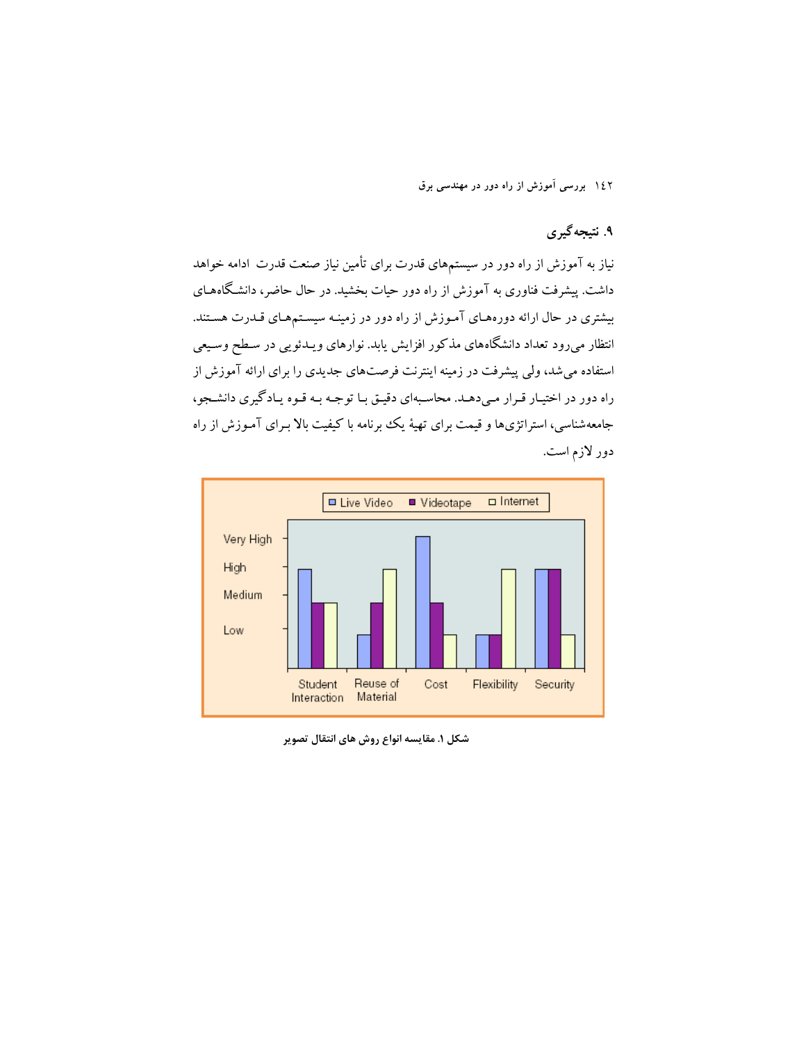## ۹. نتیجه‌گیری

نیاز به آموزش از راه دور در سیستم‌های قدرت برای تأمین نیاز صنعت قدرت ادامه خواهد داشت. پیشرفت فناوری به آموزش از راه دور حیات بخشید. در حال حاضر، دانشگاه‌های بیشتری در حال ارائه دوره‌های آموزش از راه دور در زمینه سیستم‌های قدرت هستند. انتظار می‌رود تعداد دانشگاه‌های مذکور افزایش یابد. نوارهای ویدئویی در سطح وسیعی استفاده می‌شد، ولی پیشرفت در زمینه اینترنت فرصت‌های جدیدی را برای ارائه آموزش از راه دور در اختیار قرار می‌دهد. محاسبه‌ای دقیق با توجه به قوه یادگیری دانشجو، جامعه‌شناسی، استراتژی‌ها و قیمت برای تهیهٔ یک برنامه با کیفیت بالا برای آموزش از راه دور لازم است.

| | Student Interaction | Reuse of Material | Cost | Flexibility | Security |
|---|---|---|---|---|---|
| Live Video | High | Low | Very High | Low | High |
| Videotape | Medium | Medium | Medium | Low | High |
| Internet | Medium | High | Low | High | Low |

شکل ۱. مقایسه انواع روش های انتقال تصویر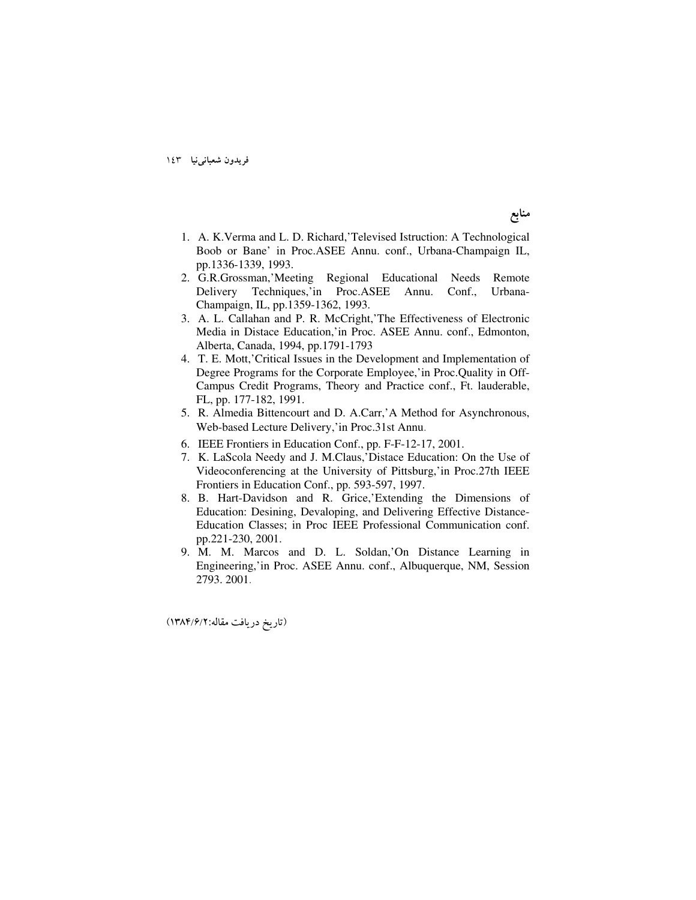## منابع

1. A. K.Verma and L. D. Richard,'Televised Istruction: A Technological Boob or Bane' in Proc.ASEE Annu. conf., Urbana-Champaign IL, pp.1336-1339, 1993.
2. G.R.Grossman,'Meeting Regional Educational Needs Remote Delivery Techniques,'in Proc.ASEE Annu. Conf., Urbana-Champaign, IL, pp.1359-1362, 1993.
3. A. L. Callahan and P. R. McCright,'The Effectiveness of Electronic Media in Distace Education,'in Proc. ASEE Annu. conf., Edmonton, Alberta, Canada, 1994, pp.1791-1793
4. T. E. Mott,'Critical Issues in the Development and Implementation of Degree Programs for the Corporate Employee,'in Proc.Quality in Off-Campus Credit Programs, Theory and Practice conf., Ft. lauderable, FL, pp. 177-182, 1991.
5. R. Almedia Bittencourt and D. A.Carr,'A Method for Asynchronous, Web-based Lecture Delivery,'in Proc.31st Annu.
6. IEEE Frontiers in Education Conf., pp. F-F-12-17, 2001.
7. K. LaScola Needy and J. M.Claus,'Distace Education: On the Use of Videoconferencing at the University of Pittsburg,'in Proc.27th IEEE Frontiers in Education Conf., pp. 593-597, 1997.
8. B. Hart-Davidson and R. Grice,'Extending the Dimensions of Education: Desining, Devaloping, and Delivering Effective Distance-Education Classes; in Proc IEEE Professional Communication conf. pp.221-230, 2001.
9. M. M. Marcos and D. L. Soldan,'On Distance Learning in Engineering,'in Proc. ASEE Annu. conf., Albuquerque, NM, Session 2793. 2001.

(تاریخ دریافت مقاله:۱۳۸۴/۶/۲)